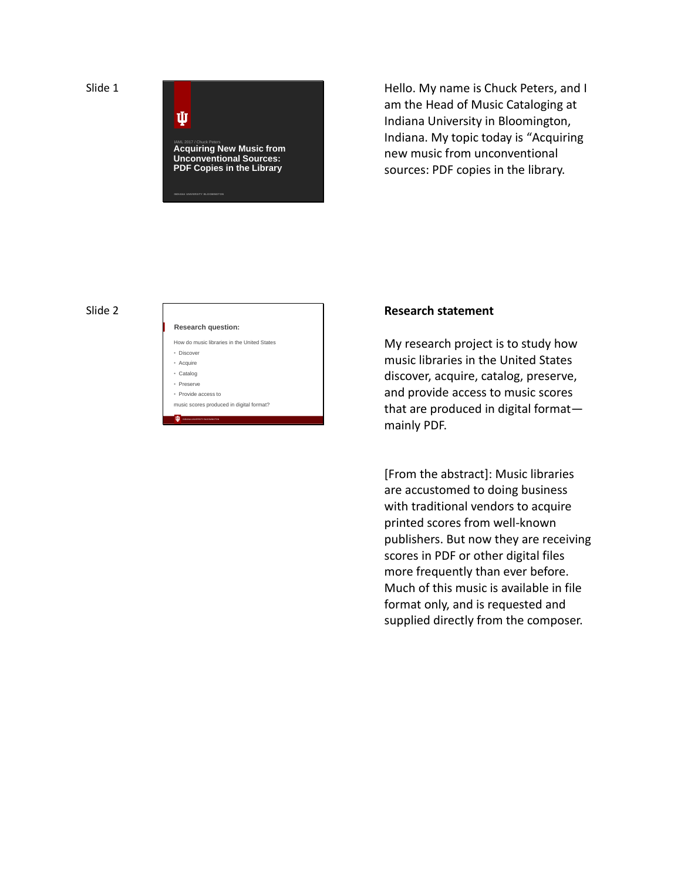Slide 1

IAML 2017 / Chuck Peters

**Acquiring New Music from Unconventional Sources: PDF Copies in the Library**

INDIANA UNIVERSITY BLOOMINGTON

Hello. My name is Chuck Peters, and I am the Head of Music Cataloging at Indiana University in Bloomington, Indiana. My topic today is "Acquiring new music from unconventional sources: PDF copies in the library.

Slide 2

**Research question:**

How do music libraries in the United States

- Discover
- Acquire
- Catalog
- Preserve
- Provide access to

music scores produced in digital format?

INDIANA UNIVERSITY BLOOMINGTON

**Research statement**

My research project is to study how music libraries in the United States discover, acquire, catalog, preserve, and provide access to music scores that are produced in digital format—mainly PDF.

[From the abstract]: Music libraries are accustomed to doing business with traditional vendors to acquire printed scores from well-known publishers. But now they are receiving scores in PDF or other digital files more frequently than ever before. Much of this music is available in file format only, and is requested and supplied directly from the composer.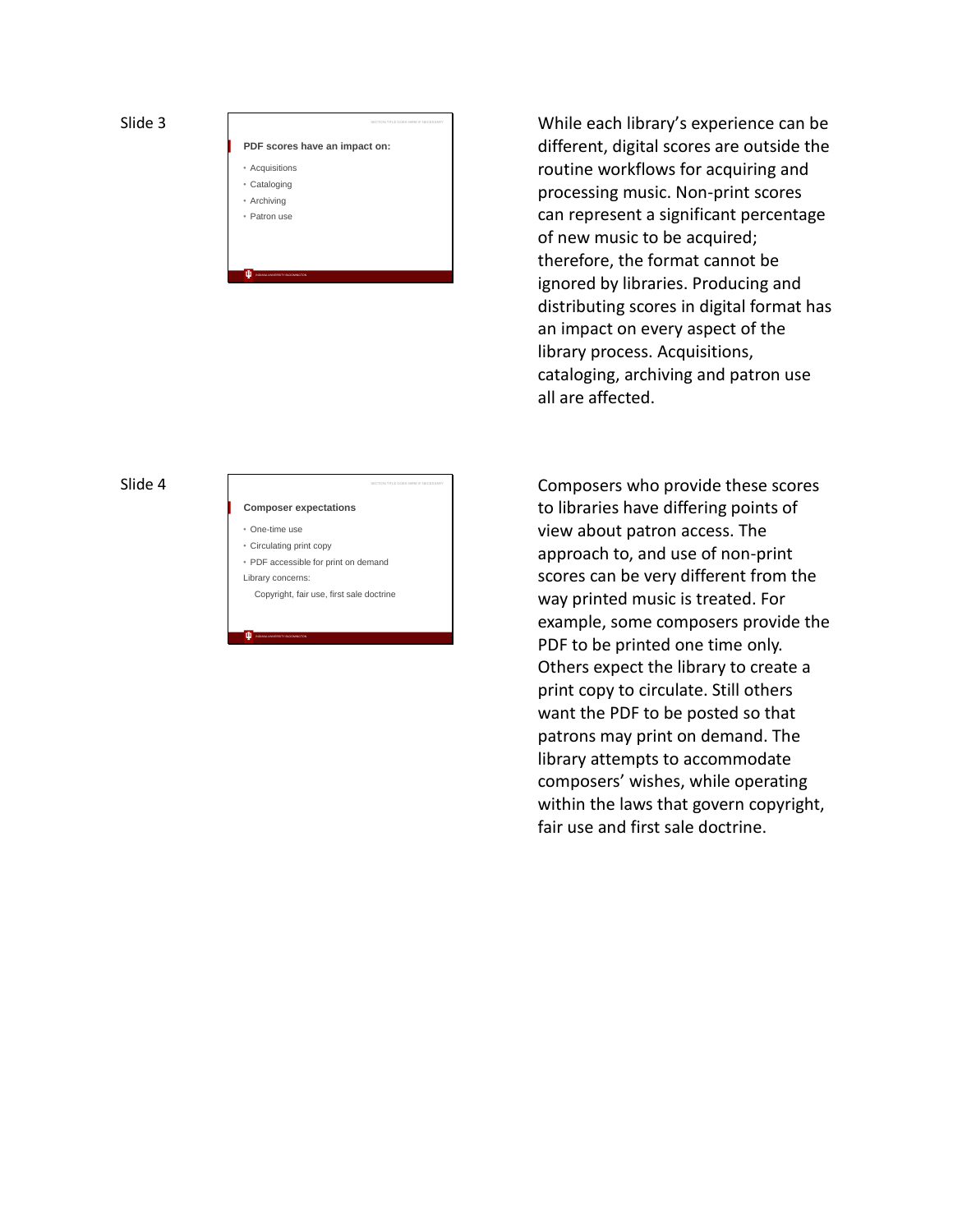Slide 3

**PDF scores have an impact on:**

- Acquisitions
- Cataloging
- Archiving
- Patron use

While each library's experience can be different, digital scores are outside the routine workflows for acquiring and processing music. Non-print scores can represent a significant percentage of new music to be acquired; therefore, the format cannot be ignored by libraries. Producing and distributing scores in digital format has an impact on every aspect of the library process. Acquisitions, cataloging, archiving and patron use all are affected.

Slide 4

**Composer expectations**

- One-time use
- Circulating print copy
- PDF accessible for print on demand

Library concerns:

Copyright, fair use, first sale doctrine

Composers who provide these scores to libraries have differing points of view about patron access. The approach to, and use of non-print scores can be very different from the way printed music is treated. For example, some composers provide the PDF to be printed one time only. Others expect the library to create a print copy to circulate. Still others want the PDF to be posted so that patrons may print on demand. The library attempts to accommodate composers' wishes, while operating within the laws that govern copyright, fair use and first sale doctrine.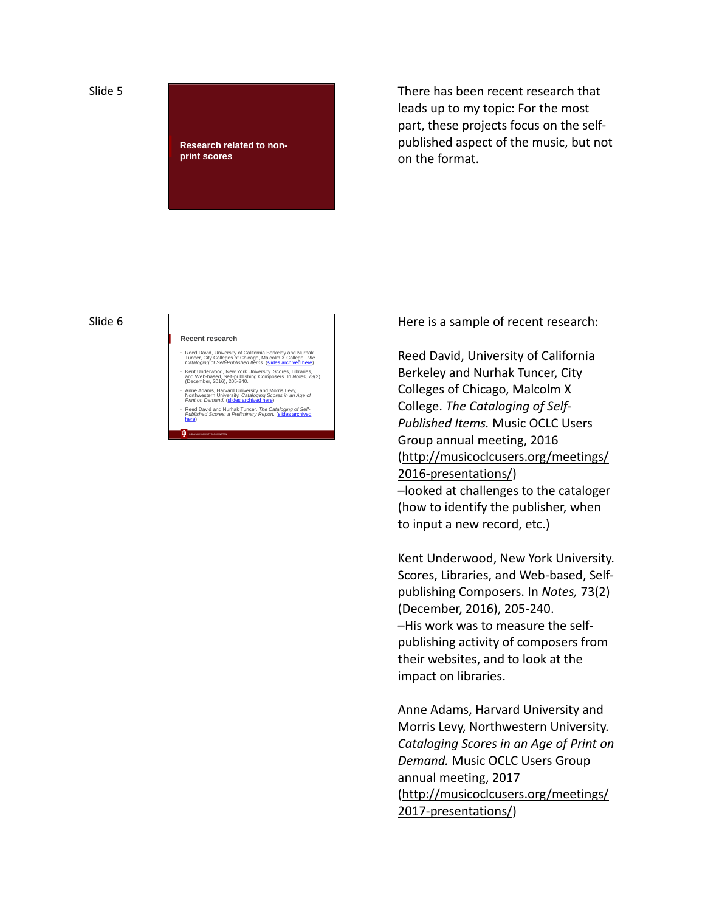Slide 5

**Research related to non-print scores**

There has been recent research that leads up to my topic: For the most part, these projects focus on the self-published aspect of the music, but not on the format.

Slide 6

**Recent research**

- Reed David, University of California Berkeley and Nurhak Tuncer, City Colleges of Chicago, Malcolm X College. *The Cataloging of Self-Published Items.* (slides archived here)
- Kent Underwood, New York University. Scores, Libraries, and Web-based, Self-publishing Composers. In *Notes,* 73(2) (December, 2016), 205-240.
- Anne Adams, Harvard University and Morris Levy, Northwestern University. *Cataloging Scores in an Age of Print on Demand.* (slides archived here)
- Reed David and Nurhak Tuncer. *The Cataloging of Self-Published Scores: a Preliminary Report.* (slides archived here)

Here is a sample of recent research:

Reed David, University of California Berkeley and Nurhak Tuncer, City Colleges of Chicago, Malcolm X College. *The Cataloging of Self-Published Items.* Music OCLC Users Group annual meeting, 2016 (http://musicoclcusers.org/meetings/2016-presentations/)
–looked at challenges to the cataloger (how to identify the publisher, when to input a new record, etc.)

Kent Underwood, New York University. Scores, Libraries, and Web-based, Self-publishing Composers. In *Notes,* 73(2) (December, 2016), 205-240.
–His work was to measure the self-publishing activity of composers from their websites, and to look at the impact on libraries.

Anne Adams, Harvard University and Morris Levy, Northwestern University. *Cataloging Scores in an Age of Print on Demand.* Music OCLC Users Group annual meeting, 2017 (http://musicoclcusers.org/meetings/2017-presentations/)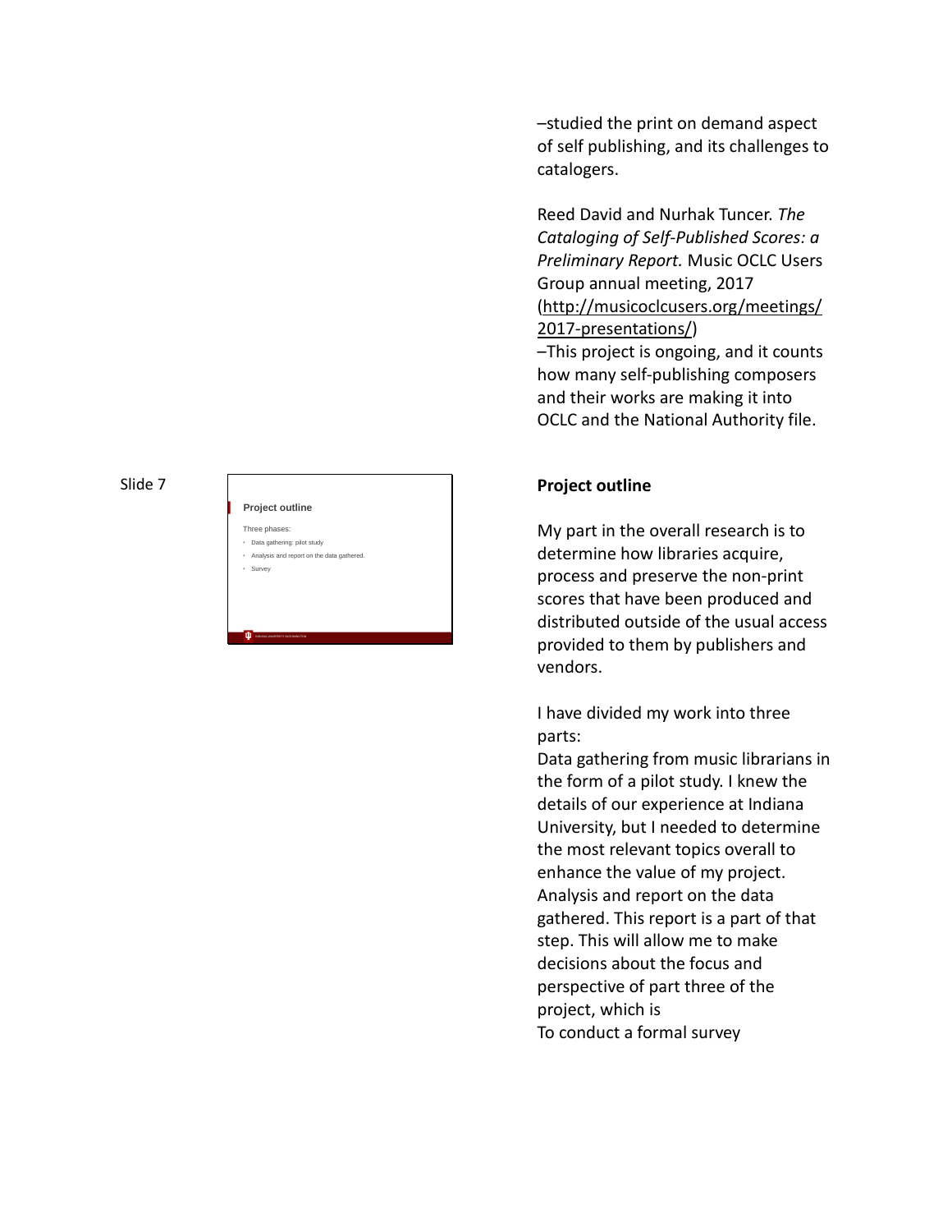–studied the print on demand aspect of self publishing, and its challenges to catalogers.

Reed David and Nurhak Tuncer. *The Cataloging of Self-Published Scores: a Preliminary Report.* Music OCLC Users Group annual meeting, 2017 (http://musicoclcusers.org/meetings/2017-presentations/)
–This project is ongoing, and it counts how many self-publishing composers and their works are making it into OCLC and the National Authority file.

Slide 7

**Project outline**

Three phases:

- Data gathering: pilot study
- Analysis and report on the data gathered.
- Survey

**Project outline**

My part in the overall research is to determine how libraries acquire, process and preserve the non-print scores that have been produced and distributed outside of the usual access provided to them by publishers and vendors.

I have divided my work into three parts:
Data gathering from music librarians in the form of a pilot study. I knew the details of our experience at Indiana University, but I needed to determine the most relevant topics overall to enhance the value of my project.
Analysis and report on the data gathered. This report is a part of that step. This will allow me to make decisions about the focus and perspective of part three of the project, which is
To conduct a formal survey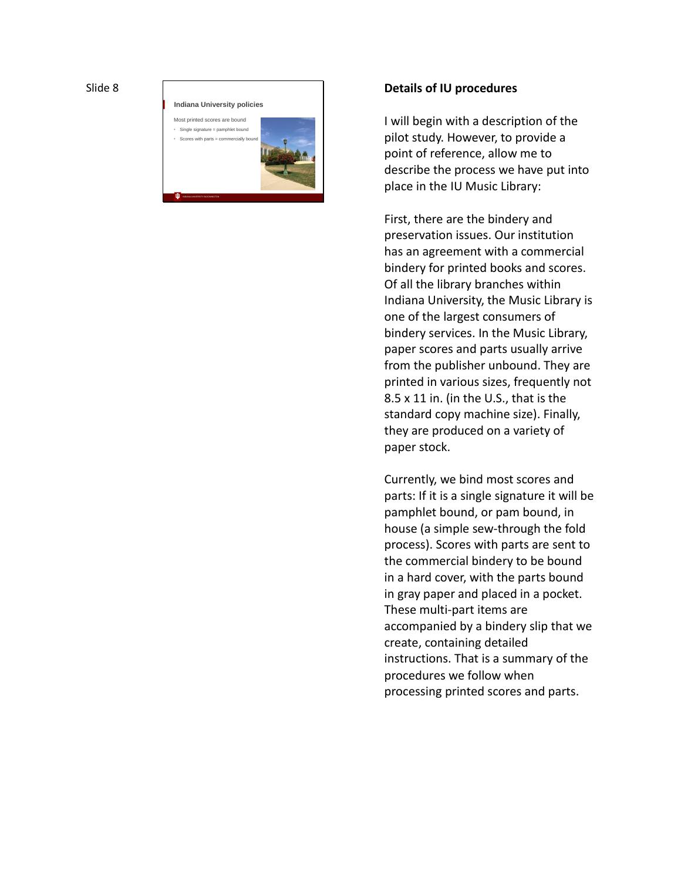Slide 8

**Indiana University policies**

Most printed scores are bound

- Single signature = pamphlet bound
- Scores with parts = commercially bound

**Details of IU procedures**

I will begin with a description of the pilot study. However, to provide a point of reference, allow me to describe the process we have put into place in the IU Music Library:

First, there are the bindery and preservation issues. Our institution has an agreement with a commercial bindery for printed books and scores. Of all the library branches within Indiana University, the Music Library is one of the largest consumers of bindery services. In the Music Library, paper scores and parts usually arrive from the publisher unbound. They are printed in various sizes, frequently not 8.5 x 11 in. (in the U.S., that is the standard copy machine size). Finally, they are produced on a variety of paper stock.

Currently, we bind most scores and parts: If it is a single signature it will be pamphlet bound, or pam bound, in house (a simple sew-through the fold process). Scores with parts are sent to the commercial bindery to be bound in a hard cover, with the parts bound in gray paper and placed in a pocket. These multi-part items are accompanied by a bindery slip that we create, containing detailed instructions. That is a summary of the procedures we follow when processing printed scores and parts.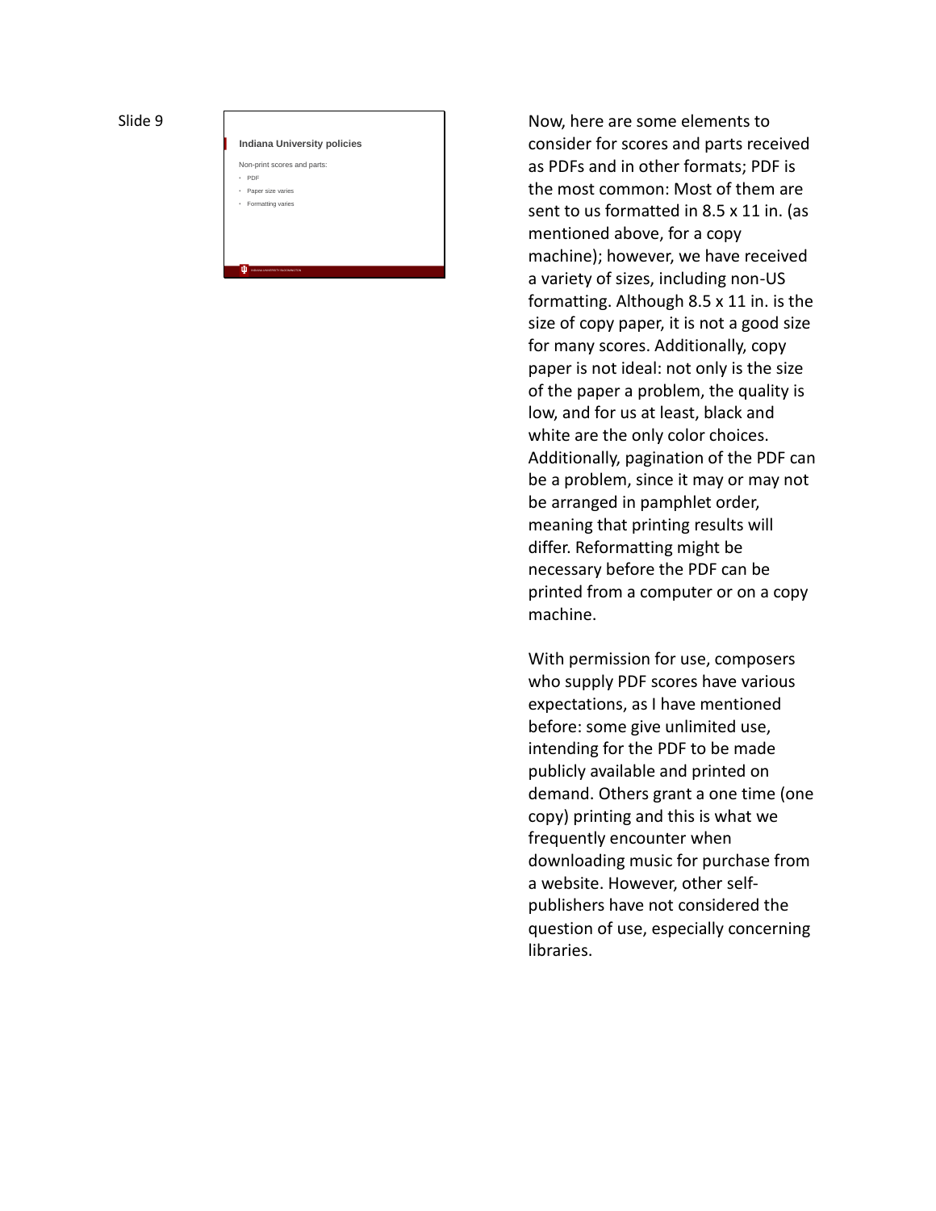Slide 9

## Indiana University policies

Non-print scores and parts:

- PDF
- Paper size varies
- Formatting varies

Now, here are some elements to consider for scores and parts received as PDFs and in other formats; PDF is the most common: Most of them are sent to us formatted in 8.5 x 11 in. (as mentioned above, for a copy machine); however, we have received a variety of sizes, including non-US formatting. Although 8.5 x 11 in. is the size of copy paper, it is not a good size for many scores. Additionally, copy paper is not ideal: not only is the size of the paper a problem, the quality is low, and for us at least, black and white are the only color choices. Additionally, pagination of the PDF can be a problem, since it may or may not be arranged in pamphlet order, meaning that printing results will differ. Reformatting might be necessary before the PDF can be printed from a computer or on a copy machine.

With permission for use, composers who supply PDF scores have various expectations, as I have mentioned before: some give unlimited use, intending for the PDF to be made publicly available and printed on demand. Others grant a one time (one copy) printing and this is what we frequently encounter when downloading music for purchase from a website. However, other self-publishers have not considered the question of use, especially concerning libraries.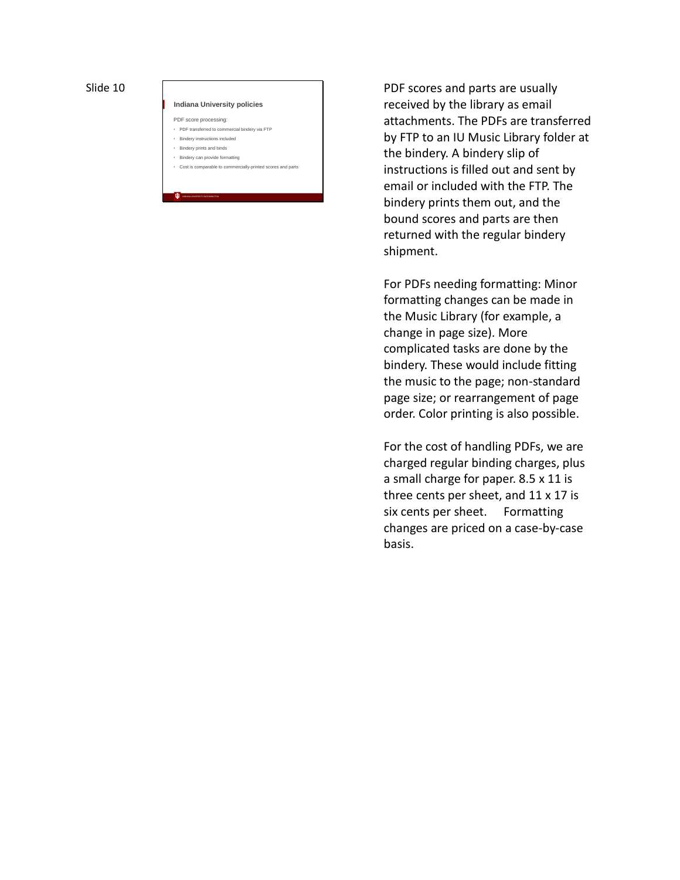Slide 10

### Indiana University policies

PDF score processing:

- PDF transferred to commercial bindery via FTP
- Bindery instructions included
- Bindery prints and binds
- Bindery can provide formatting
- Cost is comparable to commercially-printed scores and parts

INDIANA UNIVERSITY BLOOMINGTON

PDF scores and parts are usually received by the library as email attachments. The PDFs are transferred by FTP to an IU Music Library folder at the bindery. A bindery slip of instructions is filled out and sent by email or included with the FTP. The bindery prints them out, and the bound scores and parts are then returned with the regular bindery shipment.

For PDFs needing formatting: Minor formatting changes can be made in the Music Library (for example, a change in page size). More complicated tasks are done by the bindery. These would include fitting the music to the page; non-standard page size; or rearrangement of page order. Color printing is also possible.

For the cost of handling PDFs, we are charged regular binding charges, plus a small charge for paper. 8.5 x 11 is three cents per sheet, and 11 x 17 is six cents per sheet. Formatting changes are priced on a case-by-case basis.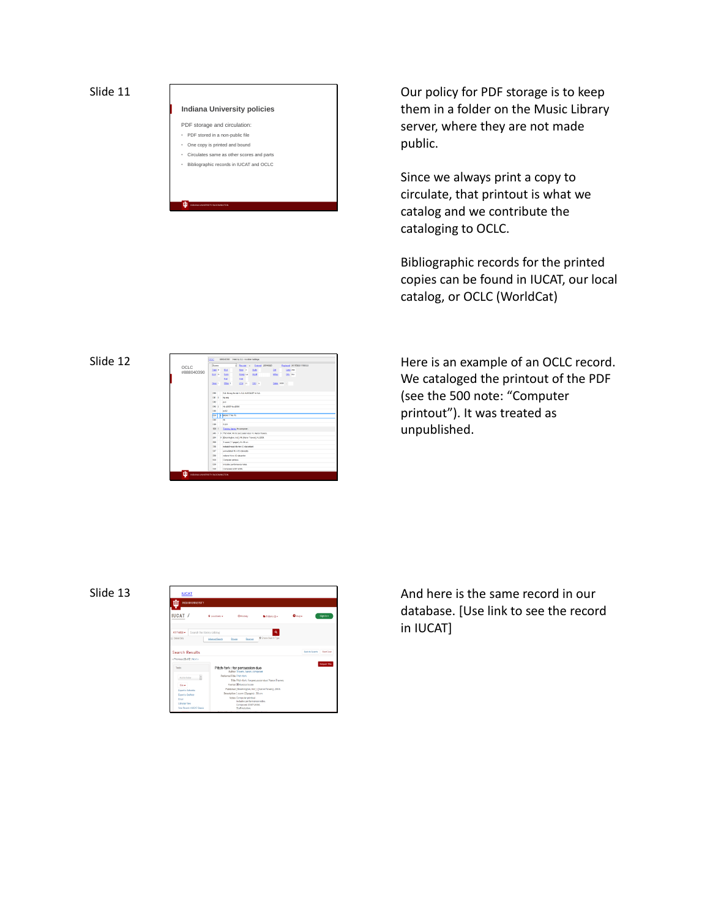Slide 11

**Indiana University policies**

PDF storage and circulation:

- PDF stored in a non-public file
- One copy is printed and bound
- Circulates same as other scores and parts
- Bibliographic records in IUCAT and OCLC

Our policy for PDF storage is to keep them in a folder on the Music Library server, where they are not made public.

Since we always print a copy to circulate, that printout is what we catalog and we contribute the cataloging to OCLC.

Bibliographic records for the printed copies can be found in IUCAT, our local catalog, or OCLC (WorldCat)

Slide 12

OCLC #888040390

Here is an example of an OCLC record. We cataloged the printout of the PDF (see the 500 note: "Computer printout"). It was treated as unpublished.

Slide 13

IUCAT

And here is the same record in our database. [Use link to see the record in IUCAT]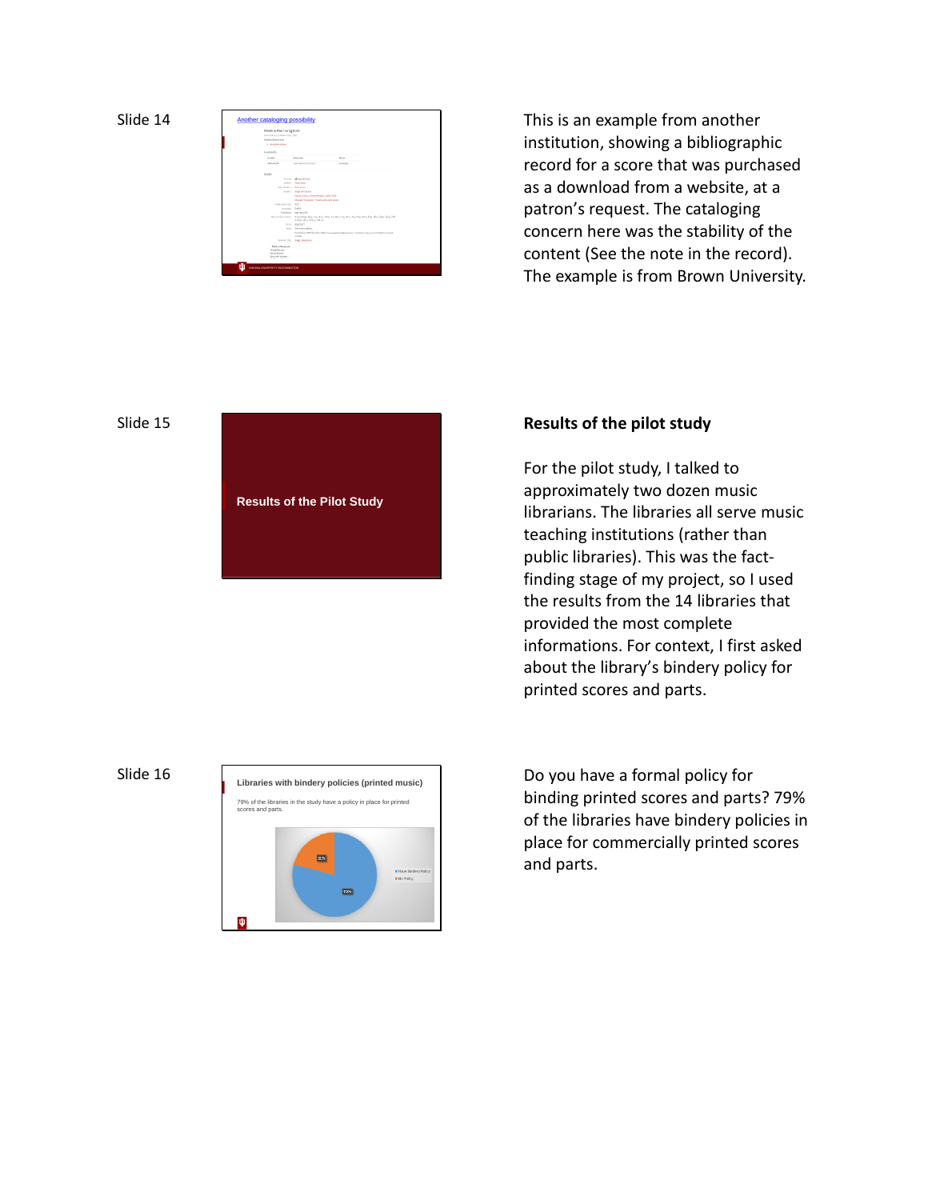Slide 14

**Another cataloging possibility**

This is an example from another institution, showing a bibliographic record for a score that was purchased as a download from a website, at a patron's request. The cataloging concern here was the stability of the content (See the note in the record). The example is from Brown University.

Slide 15

**Results of the Pilot Study**

**Results of the pilot study**

For the pilot study, I talked to approximately two dozen music librarians. The libraries all serve music teaching institutions (rather than public libraries). This was the fact-finding stage of my project, so I used the results from the 14 libraries that provided the most complete informations. For context, I first asked about the library's bindery policy for printed scores and parts.

Slide 16

**Libraries with bindery policies (printed music)**

79% of the libraries in the study have a policy in place for printed scores and parts.

Do you have a formal policy for binding printed scores and parts? 79% of the libraries have bindery policies in place for commercially printed scores and parts.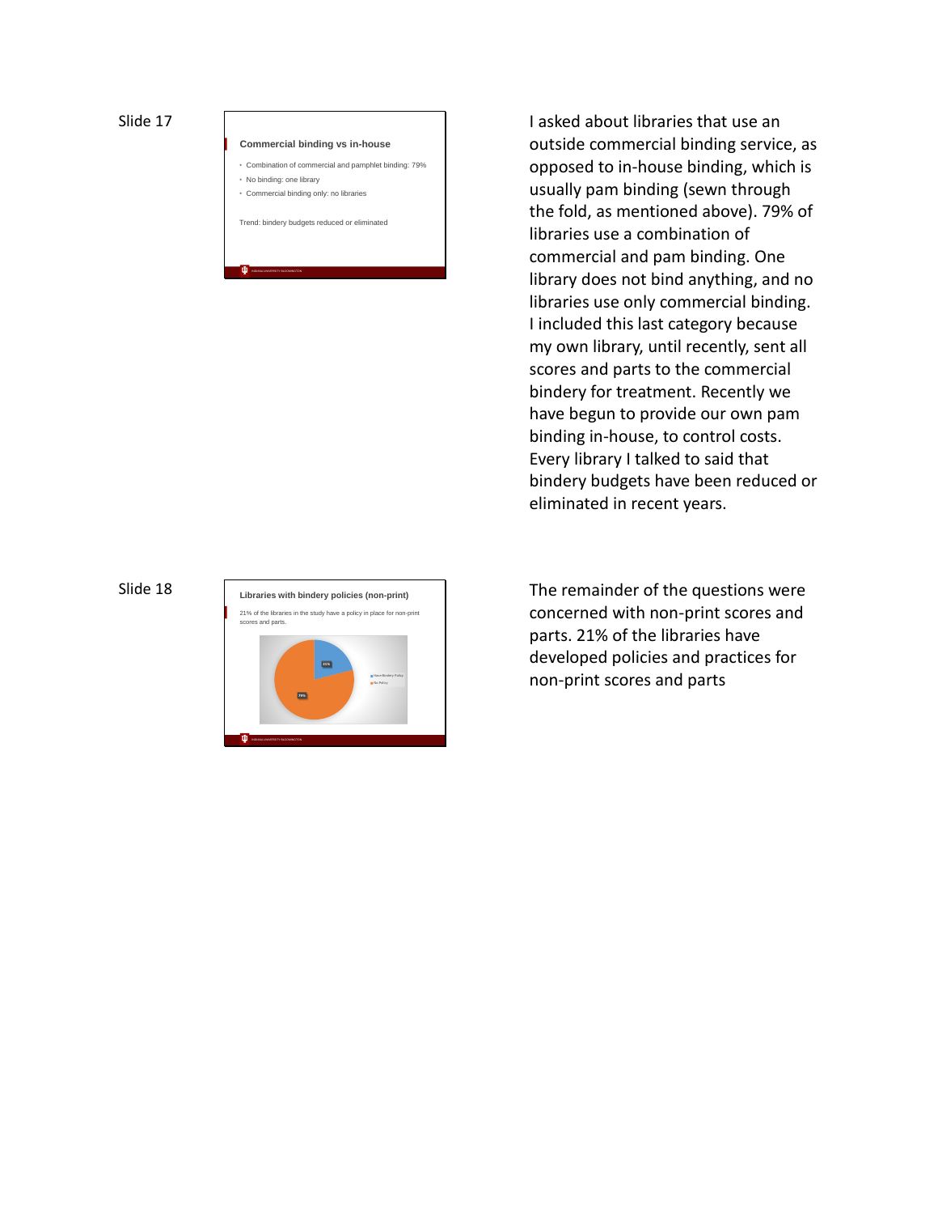Slide 17

**Commercial binding vs in-house**

- Combination of commercial and pamphlet binding: 79%
- No binding: one library
- Commercial binding only: no libraries

Trend: bindery budgets reduced or eliminated

I asked about libraries that use an outside commercial binding service, as opposed to in-house binding, which is usually pam binding (sewn through the fold, as mentioned above). 79% of libraries use a combination of commercial and pam binding. One library does not bind anything, and no libraries use only commercial binding. I included this last category because my own library, until recently, sent all scores and parts to the commercial bindery for treatment. Recently we have begun to provide our own pam binding in-house, to control costs. Every library I talked to said that bindery budgets have been reduced or eliminated in recent years.

Slide 18

**Libraries with bindery policies (non-print)**

21% of the libraries in the study have a policy in place for non-print scores and parts.

- Have Bindery Policy: 21%
- No Policy: 79%

The remainder of the questions were concerned with non-print scores and parts. 21% of the libraries have developed policies and practices for non-print scores and parts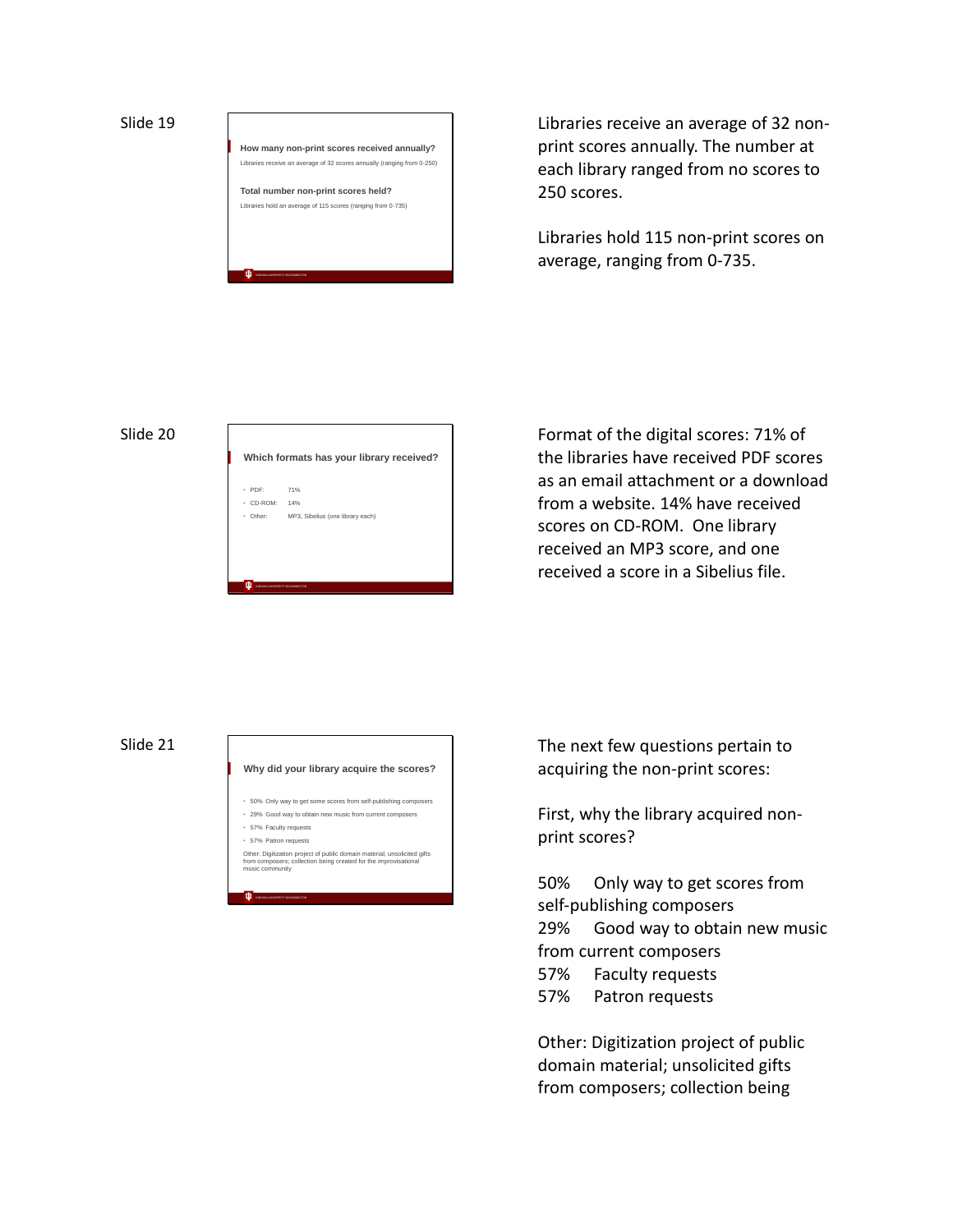Slide 19

**How many non-print scores received annually?**

Libraries receive an average of 32 scores annually (ranging from 0-250)

**Total number non-print scores held?**

Libraries hold an average of 115 scores (ranging from 0-735)

Libraries receive an average of 32 non-print scores annually. The number at each library ranged from no scores to 250 scores.

Libraries hold 115 non-print scores on average, ranging from 0-735.

Slide 20

**Which formats has your library received?**

- PDF: 71%
- CD-ROM: 14%
- Other: MP3, Sibelius (one library each)

Format of the digital scores: 71% of the libraries have received PDF scores as an email attachment or a download from a website. 14% have received scores on CD-ROM. One library received an MP3 score, and one received a score in a Sibelius file.

Slide 21

**Why did your library acquire the scores?**

- 50% Only way to get some scores from self-publishing composers
- 29% Good way to obtain new music from current composers
- 57% Faculty requests
- 57% Patron requests

Other: Digitization project of public domain material; unsolicited gifts from composers; collection being created for the improvisational music community

The next few questions pertain to acquiring the non-print scores:

First, why the library acquired non-print scores?

50% Only way to get scores from self-publishing composers
29% Good way to obtain new music from current composers
57% Faculty requests
57% Patron requests

Other: Digitization project of public domain material; unsolicited gifts from composers; collection being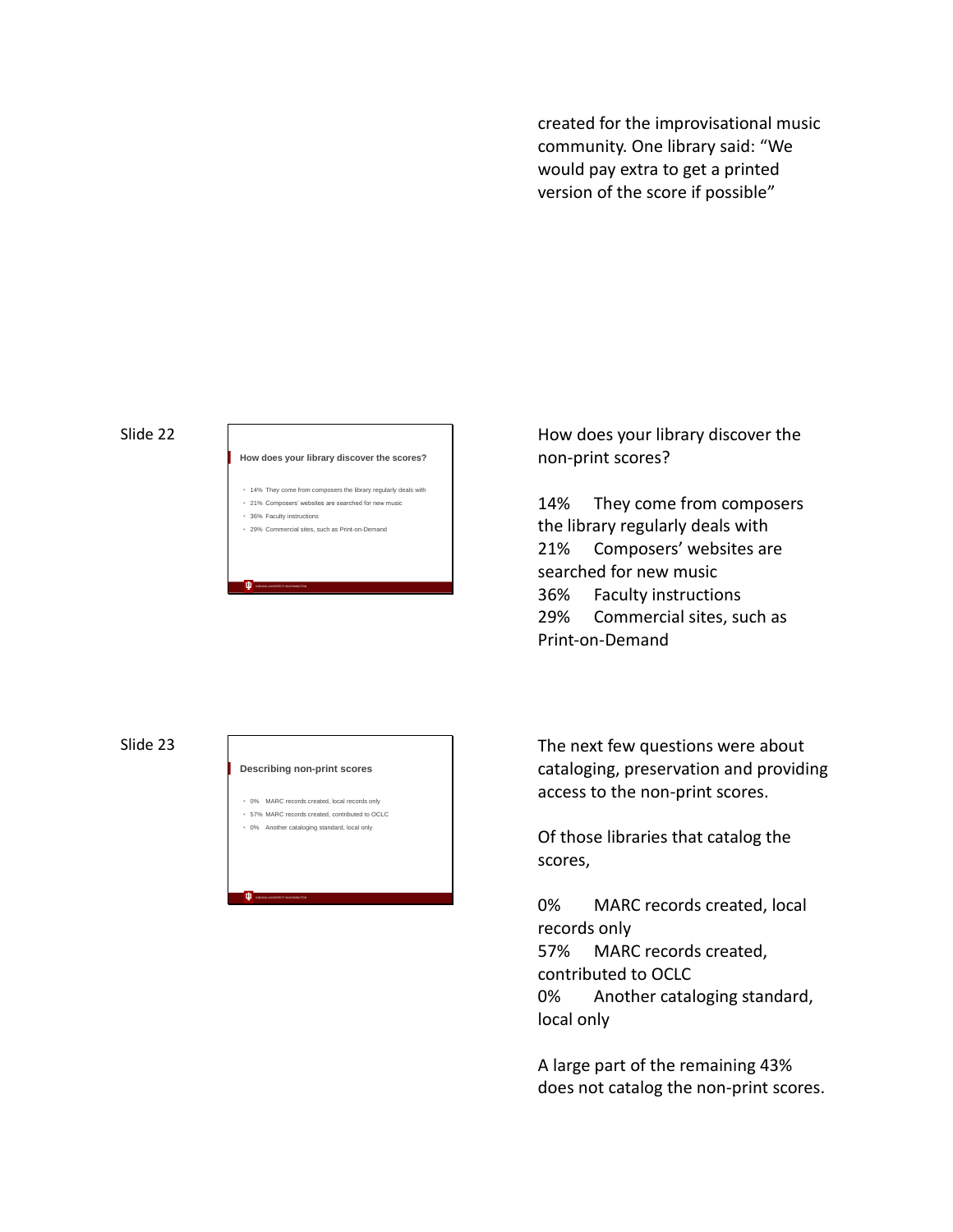created for the improvisational music community. One library said: "We would pay extra to get a printed version of the score if possible"

Slide 22

**How does your library discover the scores?**

- 14% They come from composers the library regularly deals with
- 21% Composers' websites are searched for new music
- 36% Faculty instructions
- 29% Commercial sites, such as Print-on-Demand

INDIANA UNIVERSITY BLOOMINGTON

How does your library discover the non-print scores?

14% They come from composers the library regularly deals with
21% Composers' websites are searched for new music
36% Faculty instructions
29% Commercial sites, such as Print-on-Demand

Slide 23

**Describing non-print scores**

- 0% MARC records created, local records only
- 57% MARC records created, contributed to OCLC
- 0% Another cataloging standard, local only

INDIANA UNIVERSITY BLOOMINGTON

The next few questions were about cataloging, preservation and providing access to the non-print scores.

Of those libraries that catalog the scores,

0% MARC records created, local records only
57% MARC records created, contributed to OCLC
0% Another cataloging standard, local only

A large part of the remaining 43% does not catalog the non-print scores.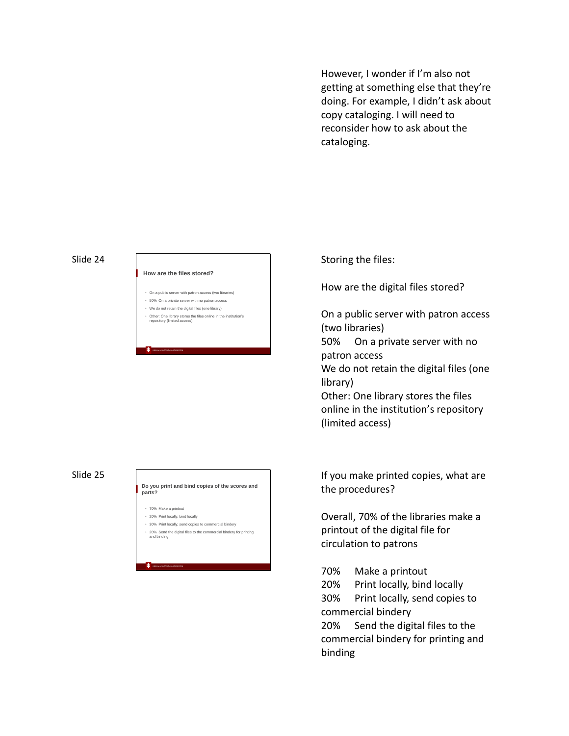However, I wonder if I'm also not getting at something else that they're doing. For example, I didn't ask about copy cataloging. I will need to reconsider how to ask about the cataloging.

Slide 24

**How are the files stored?**

- On a public server with patron access (two libraries)
- 50% On a private server with no patron access
- We do not retain the digital files (one library)
- Other: One library stores the files online in the institution's repository (limited access)

Storing the files:

How are the digital files stored?

On a public server with patron access (two libraries)
50% On a private server with no patron access
We do not retain the digital files (one library)
Other: One library stores the files online in the institution's repository (limited access)

Slide 25

**Do you print and bind copies of the scores and parts?**

- 70% Make a printout
- 20% Print locally, bind locally
- 30% Print locally, send copies to commercial bindery
- 20% Send the digital files to the commercial bindery for printing and binding

If you make printed copies, what are the procedures?

Overall, 70% of the libraries make a printout of the digital file for circulation to patrons

70% Make a printout
20% Print locally, bind locally
30% Print locally, send copies to commercial bindery
20% Send the digital files to the commercial bindery for printing and binding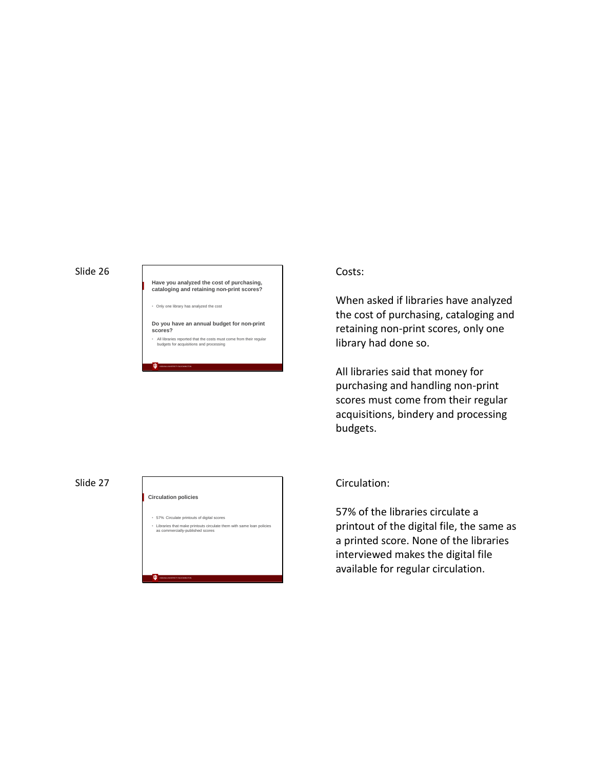Slide 26

**Have you analyzed the cost of purchasing, cataloging and retaining non-print scores?**

- Only one library has analyzed the cost

**Do you have an annual budget for non-print scores?**

- All libraries reported that the costs must come from their regular budgets for acquisitions and processing

Costs:

When asked if libraries have analyzed the cost of purchasing, cataloging and retaining non-print scores, only one library had done so.

All libraries said that money for purchasing and handling non-print scores must come from their regular acquisitions, bindery and processing budgets.

Slide 27

**Circulation policies**

- 57% Circulate printouts of digital scores
- Libraries that make printouts circulate them with same loan policies as commercially-published scores

Circulation:

57% of the libraries circulate a printout of the digital file, the same as a printed score. None of the libraries interviewed makes the digital file available for regular circulation.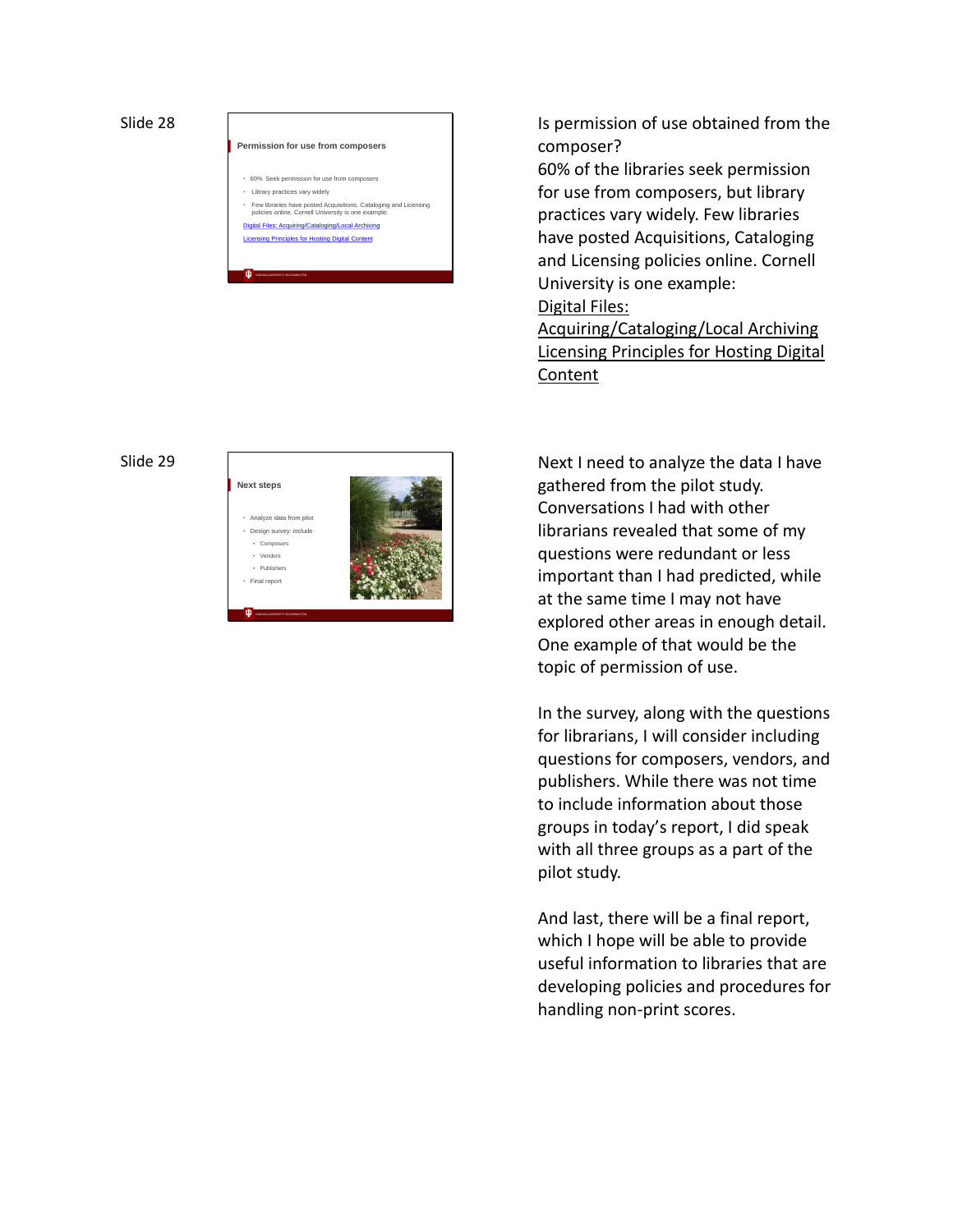Slide 28

**Permission for use from composers**

- 60% Seek permission for use from composers
- Library practices vary widely
- Few libraries have posted Acquisitions, Cataloging and Licensing policies online. Cornell University is one example:

Digital Files: Acquiring/Cataloging/Local Archiving

Licensing Principles for Hosting Digital Content

Is permission of use obtained from the composer?
60% of the libraries seek permission for use from composers, but library practices vary widely. Few libraries have posted Acquisitions, Cataloging and Licensing policies online. Cornell University is one example:
Digital Files: Acquiring/Cataloging/Local Archiving
Licensing Principles for Hosting Digital Content

Slide 29

**Next steps**

- Analyze data from pilot
- Design survey: include
  - Composers
  - Vendors
  - Publishers
- Final report

Next I need to analyze the data I have gathered from the pilot study. Conversations I had with other librarians revealed that some of my questions were redundant or less important than I had predicted, while at the same time I may not have explored other areas in enough detail. One example of that would be the topic of permission of use.

In the survey, along with the questions for librarians, I will consider including questions for composers, vendors, and publishers. While there was not time to include information about those groups in today's report, I did speak with all three groups as a part of the pilot study.

And last, there will be a final report, which I hope will be able to provide useful information to libraries that are developing policies and procedures for handling non-print scores.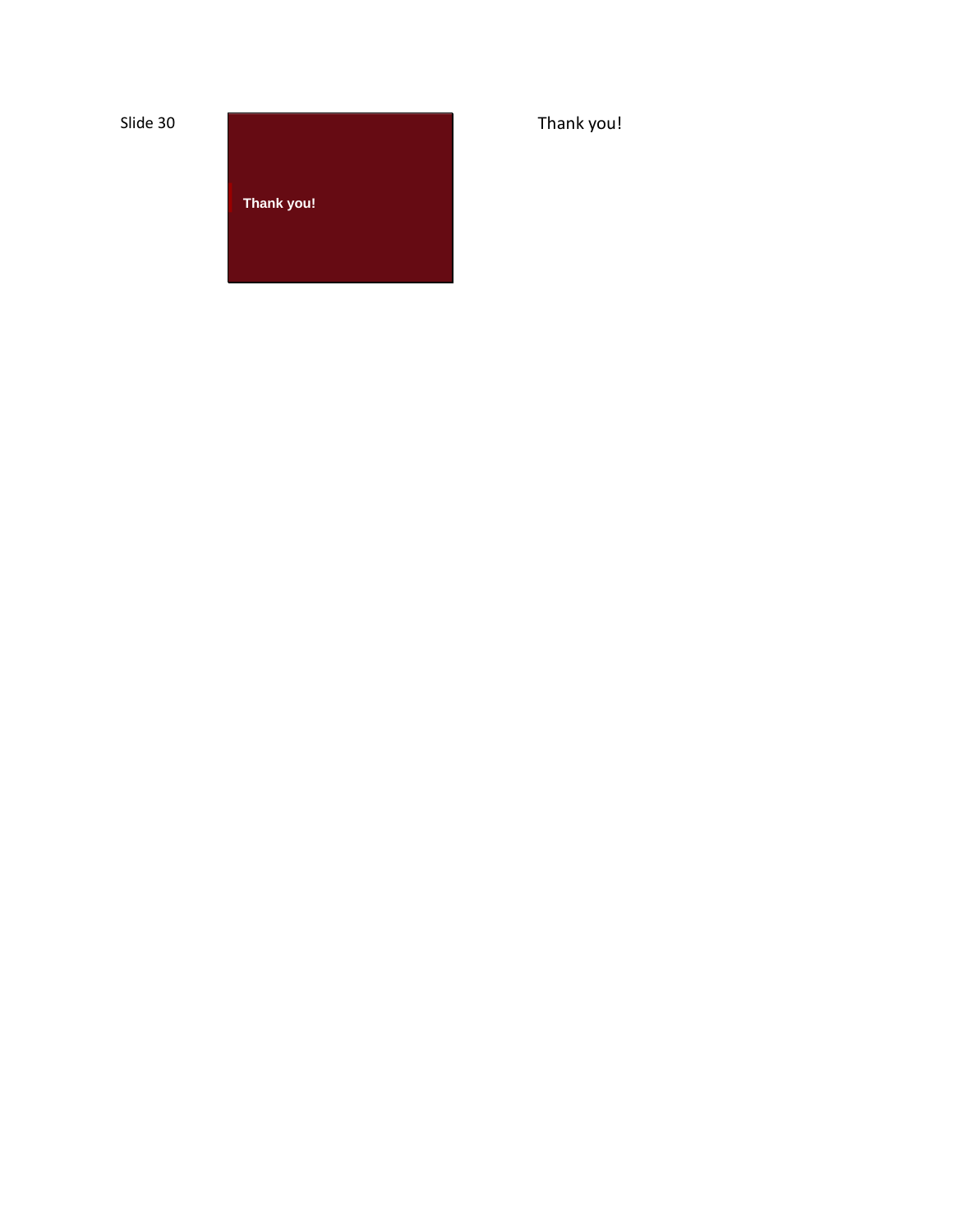Slide 30

Thank you!

Thank you!